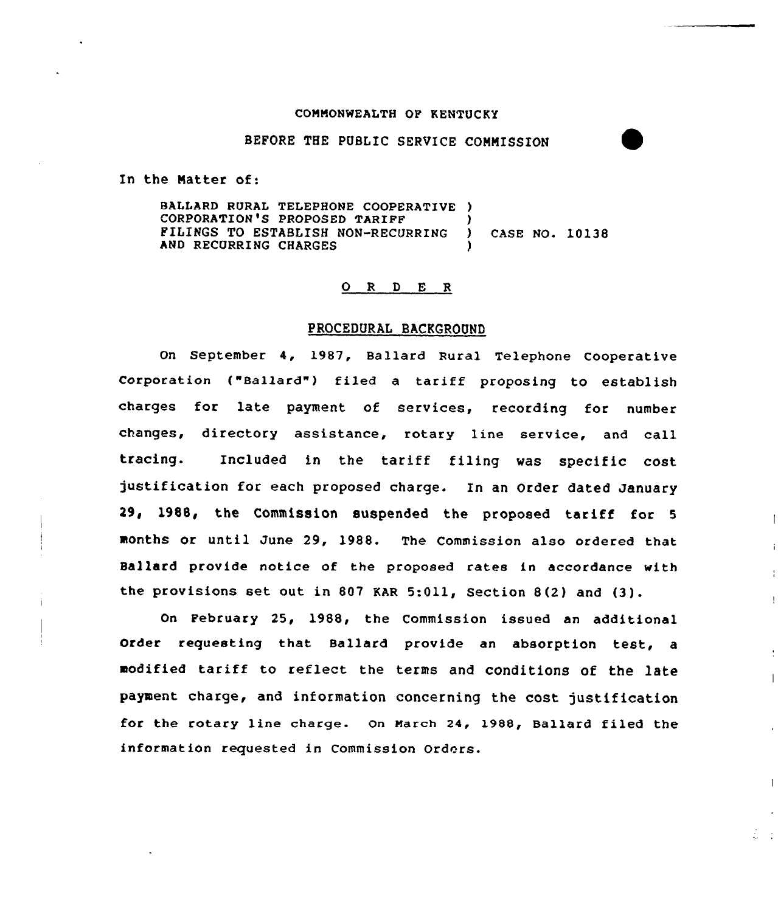COMMONWEALTH OF KENTUCKY

BEFORE THE PUBLIC SERVICE COMMISSION

In the Matter of:

BALLARD RURAL TELEPHONE COOPERATIVE CORPORATION'S PROPOSED TARIFF FILINGS TO ESTABLISH NON-RECURRING AND RECURRING CHARGES ) CASE NO. 10138

## O R D E R

### PROCEDURAL BACKGROUND

On September 4, 1987, Ballard Rural Telephone Cooperative Corporation ("Ballard") filed a tariff proposing to establish charges for late payment of services, recording for number changes, directory assistance, rotary line service, and call tracing. Included in the tariff filing was specific cost justification for each proposed charge. In an Order dated January 29, 1988, the Commission suspended the proposed tariff for 5 months or until June 29, 1988. The Commission also ordered that Ballard provide notice of the proposed rates in accordance with the provisions set out in 807 KAR 5:011, Section 8(2) and (3).

On February 25, 1988, the Commission issued an additional Order requesting that Ballard provide an absorption test, a modified tariff to reflect the terms and conditions of the late payment charge, and information concerning the cost justification for the rotary line charge. On March 24, 1988, Ballard filed the information requested in Commission Orders.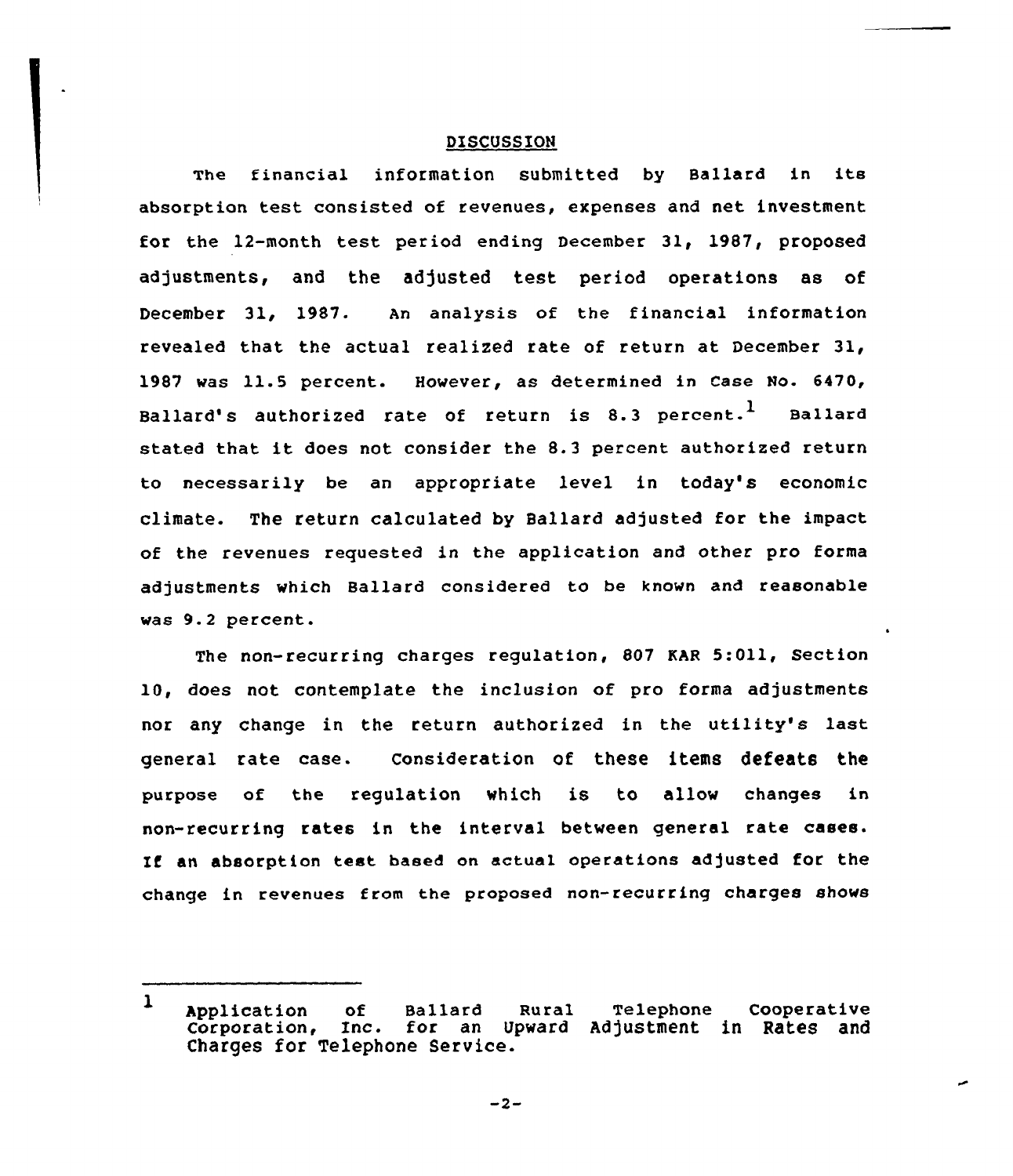## DISCUSSION

The financial information submitted by Ballard in its absorption test consisted of revenues, expenses and net investment for the 12-month test period ending December 31, 1987, proposed adjustments, and the adjusted test period operations as of December 31, 1987. An analysis of the financial information revealed that the actual realized rate of return at December 31, 1987 was 11.5 percent. However, as determined in Case No. 6470, Ballard's authorized rate of return is 8.3 percent.[1] Ballard stated that it does not consider the 8.3 percent authorized return to necessarily be an appropriate level in today's economic climate. The return calculated by Ballard adjusted for the impact of the revenues requested in the application and other pro forma adjustments which Ballard considered to be known and reasonable was 9.2 percent.

The non-recurring charges regulation, 807 KAR 5:011, Section 10, does not contemplate the inclusion of pro forma adjustments nor any change in the return authorized in the utility's last general rate case. Consideration of these items defeats the purpose of the regulation which is to allow changes in non-recurring rates in the interval between general rate cases. If an absorption test based on actual operations adjusted for the change in revenues from the proposed non-recurring charges shows

---

[1] Application of Ballard Rural Telephone Cooperative Corporation, Inc. for an Upward Adjustment in Rates and Charges for Telephone Service.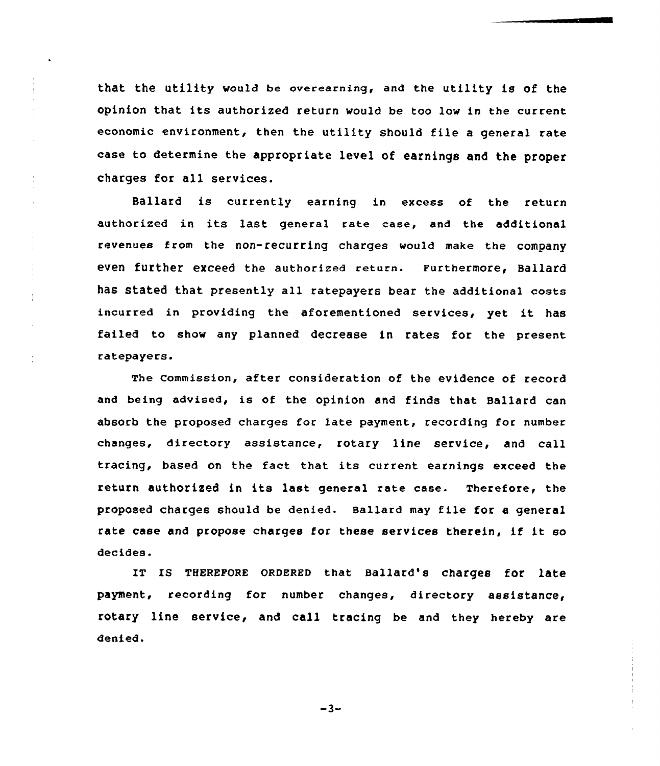that the utility would be overearning, and the utility is of the opinion that its authorized return would be too low in the current economic environment, then the utility should file a general rate case to determine the appropriate level of earnings and the proper charges for all services.

Ballard is currently earning in excess of the return authorized in its last general rate case, and the additional revenues from the non-recurring charges would make the company even further exceed the authorized return. Furthermore, Ballard has stated that presently all ratepayers bear the additional costs incurred in providing the aforementioned services, yet it has failed to show any planned decrease in rates for the present ratepayers.

The Commission, after consideration of the evidence of record and being advised, is of the opinion and finds that Ballard can absorb the proposed charges for late payment, recording for number changes, directory assistance, rotary line service, and call tracing, based on the fact that its current earnings exceed the return authorized in its last general rate case. Therefore, the proposed charges should be denied. Ballard may file for a general rate case and propose charges for these services therein, if it so decides.

IT IS THEREFORE ORDERED that Ballard's charges for late payment, recording for number changes, directory assistance, rotary line service, and call tracing be and they hereby are denied.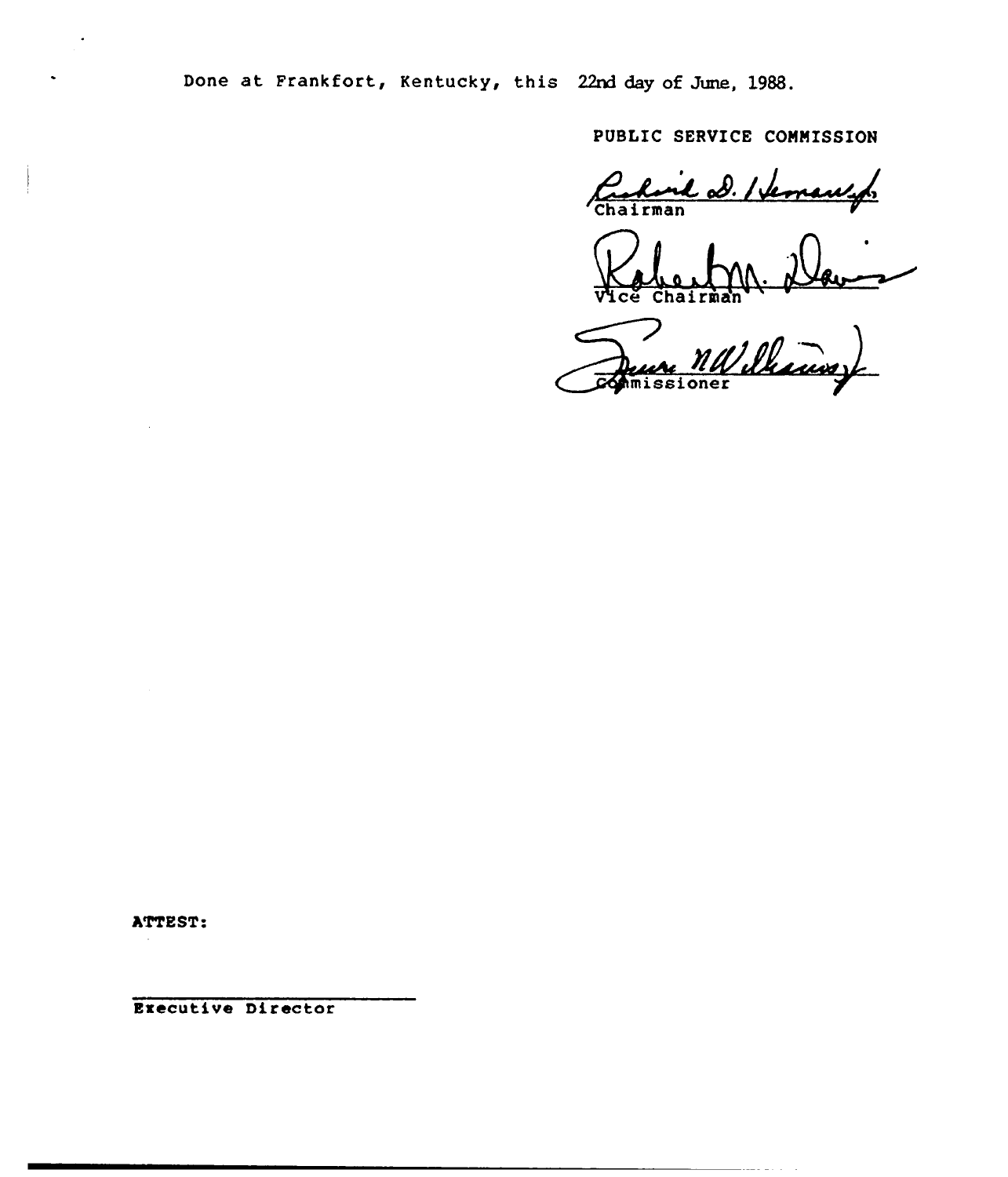Done at Frankfort, Kentucky, this 22nd day of June, 1988.

PUBLIC SERVICE COMMISSION

Chairman

Vice Chairman

Commissioner

ATTEST:

Executive Director